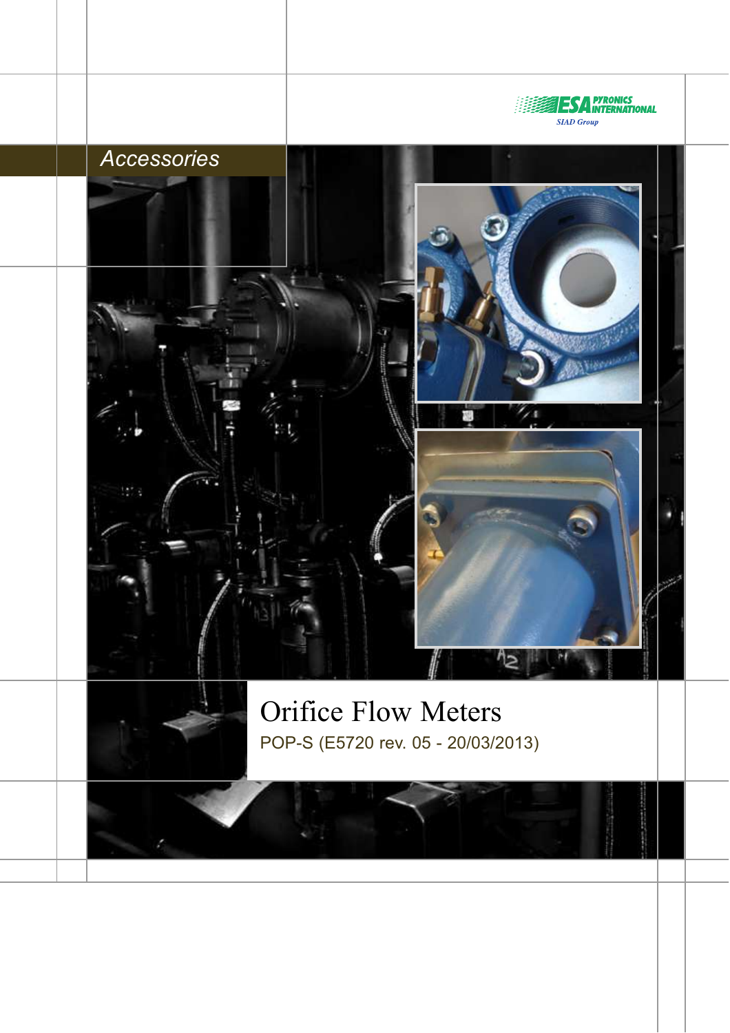ESA PYRONICS INTERNATIONAL
SIAD Group

*Accessories*

# Orifice Flow Meters

POP-S (E5720 rev. 05 - 20/03/2013)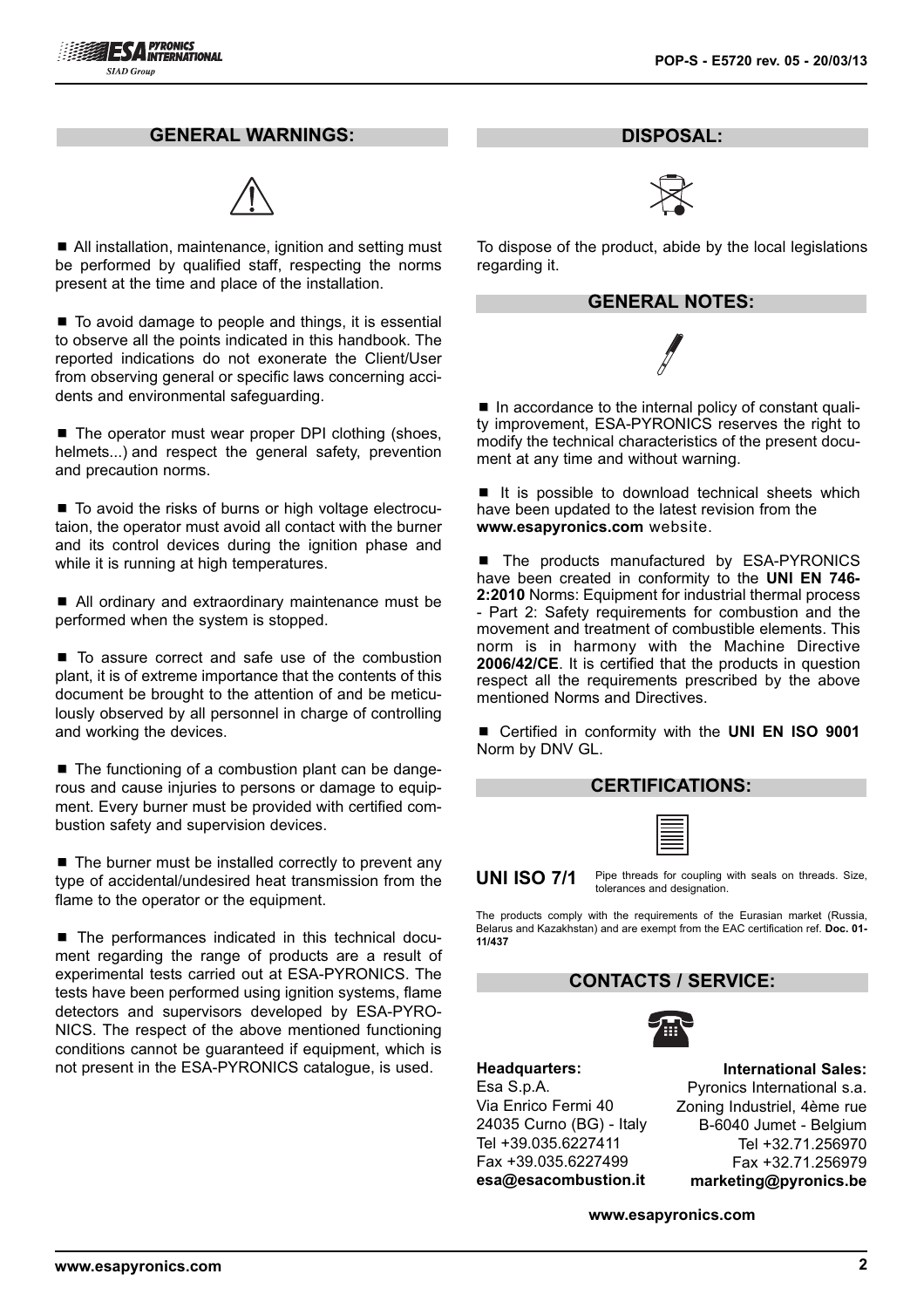## GENERAL WARNINGS:

■ All installation, maintenance, ignition and setting must be performed by qualified staff, respecting the norms present at the time and place of the installation.

■ To avoid damage to people and things, it is essential to observe all the points indicated in this handbook. The reported indications do not exonerate the Client/User from observing general or specific laws concerning accidents and environmental safeguarding.

■ The operator must wear proper DPI clothing (shoes, helmets...) and respect the general safety, prevention and precaution norms.

■ To avoid the risks of burns or high voltage electrocutaion, the operator must avoid all contact with the burner and its control devices during the ignition phase and while it is running at high temperatures.

■ All ordinary and extraordinary maintenance must be performed when the system is stopped.

■ To assure correct and safe use of the combustion plant, it is of extreme importance that the contents of this document be brought to the attention of and be meticulously observed by all personnel in charge of controlling and working the devices.

■ The functioning of a combustion plant can be dangerous and cause injuries to persons or damage to equipment. Every burner must be provided with certified combustion safety and supervision devices.

■ The burner must be installed correctly to prevent any type of accidental/undesired heat transmission from the flame to the operator or the equipment.

■ The performances indicated in this technical document regarding the range of products are a result of experimental tests carried out at ESA-PYRONICS. The tests have been performed using ignition systems, flame detectors and supervisors developed by ESA-PYRONICS. The respect of the above mentioned functioning conditions cannot be guaranteed if equipment, which is not present in the ESA-PYRONICS catalogue, is used.

## DISPOSAL:

To dispose of the product, abide by the local legislations regarding it.

## GENERAL NOTES:

■ In accordance to the internal policy of constant quality improvement, ESA-PYRONICS reserves the right to modify the technical characteristics of the present document at any time and without warning.

■ It is possible to download technical sheets which have been updated to the latest revision from the **www.esapyronics.com** website.

■ The products manufactured by ESA-PYRONICS have been created in conformity to the **UNI EN 746-2:2010** Norms: Equipment for industrial thermal process - Part 2: Safety requirements for combustion and the movement and treatment of combustible elements. This norm is in harmony with the Machine Directive **2006/42/CE**. It is certified that the products in question respect all the requirements prescribed by the above mentioned Norms and Directives.

■ Certified in conformity with the **UNI EN ISO 9001** Norm by DNV GL.

## CERTIFICATIONS:

**UNI ISO 7/1** Pipe threads for coupling with seals on threads. Size, tolerances and designation.

The products comply with the requirements of the Eurasian market (Russia, Belarus and Kazakhstan) and are exempt from the EAC certification ref. **Doc. 01-11/437**

## CONTACTS / SERVICE:

**Headquarters:**
Esa S.p.A.
Via Enrico Fermi 40
24035 Curno (BG) - Italy
Tel +39.035.6227411
Fax +39.035.6227499
**esa@esacombustion.it**

**International Sales:**
Pyronics International s.a.
Zoning Industriel, 4ème rue
B-6040 Jumet - Belgium
Tel +32.71.256970
Fax +32.71.256979
**marketing@pyronics.be**

**www.esapyronics.com**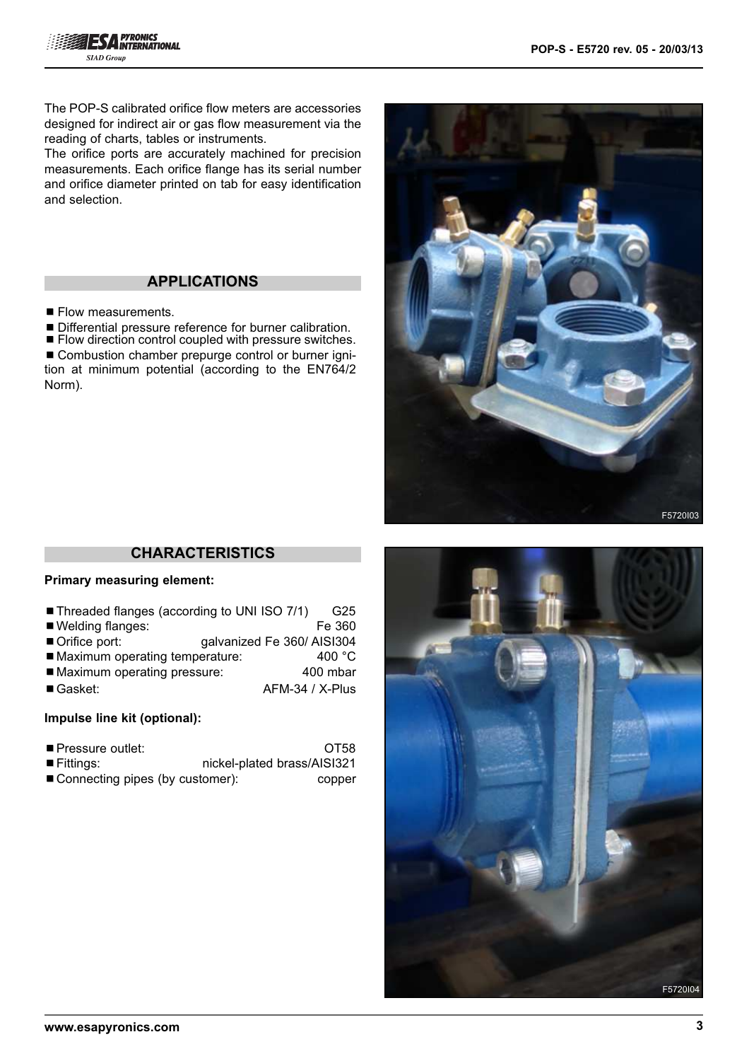The POP-S calibrated orifice flow meters are accessories designed for indirect air or gas flow measurement via the reading of charts, tables or instruments.
The orifice ports are accurately machined for precision measurements. Each orifice flange has its serial number and orifice diameter printed on tab for easy identification and selection.

## APPLICATIONS

- Flow measurements.
- Differential pressure reference for burner calibration.
- Flow direction control coupled with pressure switches.
- Combustion chamber prepurge control or burner ignition at minimum potential (according to the EN764/2 Norm).

F5720I03

## CHARACTERISTICS

**Primary measuring element:**

- Threaded flanges (according to UNI ISO 7/1) G25
- Welding flanges: Fe 360
- Orifice port: galvanized Fe 360/ AISI304
- Maximum operating temperature: 400 °C
- Maximum operating pressure: 400 mbar
- Gasket: AFM-34 / X-Plus

**Impulse line kit (optional):**

- Pressure outlet: OT58
- Fittings: nickel-plated brass/AISI321
- Connecting pipes (by customer): copper

F5720I04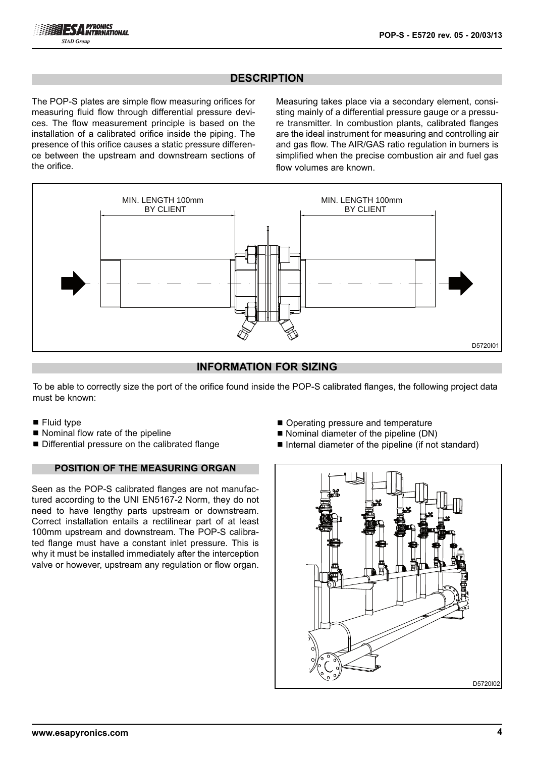## DESCRIPTION

The POP-S plates are simple flow measuring orifices for measuring fluid flow through differential pressure devices. The flow measurement principle is based on the installation of a calibrated orifice inside the piping. The presence of this orifice causes a static pressure difference between the upstream and downstream sections of the orifice.

Measuring takes place via a secondary element, consisting mainly of a differential pressure gauge or a pressure transmitter. In combustion plants, calibrated flanges are the ideal instrument for measuring and controlling air and gas flow. The AIR/GAS ratio regulation in burners is simplified when the precise combustion air and fuel gas flow volumes are known.

MIN. LENGTH 100mm BY CLIENT

MIN. LENGTH 100mm BY CLIENT

D5720I01

## INFORMATION FOR SIZING

To be able to correctly size the port of the orifice found inside the POP-S calibrated flanges, the following project data must be known:

- Fluid type
- Nominal flow rate of the pipeline
- Differential pressure on the calibrated flange
- Operating pressure and temperature
- Nominal diameter of the pipeline (DN)
- Internal diameter of the pipeline (if not standard)

### POSITION OF THE MEASURING ORGAN

Seen as the POP-S calibrated flanges are not manufactured according to the UNI EN5167-2 Norm, they do not need to have lengthy parts upstream or downstream. Correct installation entails a rectilinear part of at least 100mm upstream and downstream. The POP-S calibrated flange must have a constant inlet pressure. This is why it must be installed immediately after the interception valve or however, upstream any regulation or flow organ.

D5720I02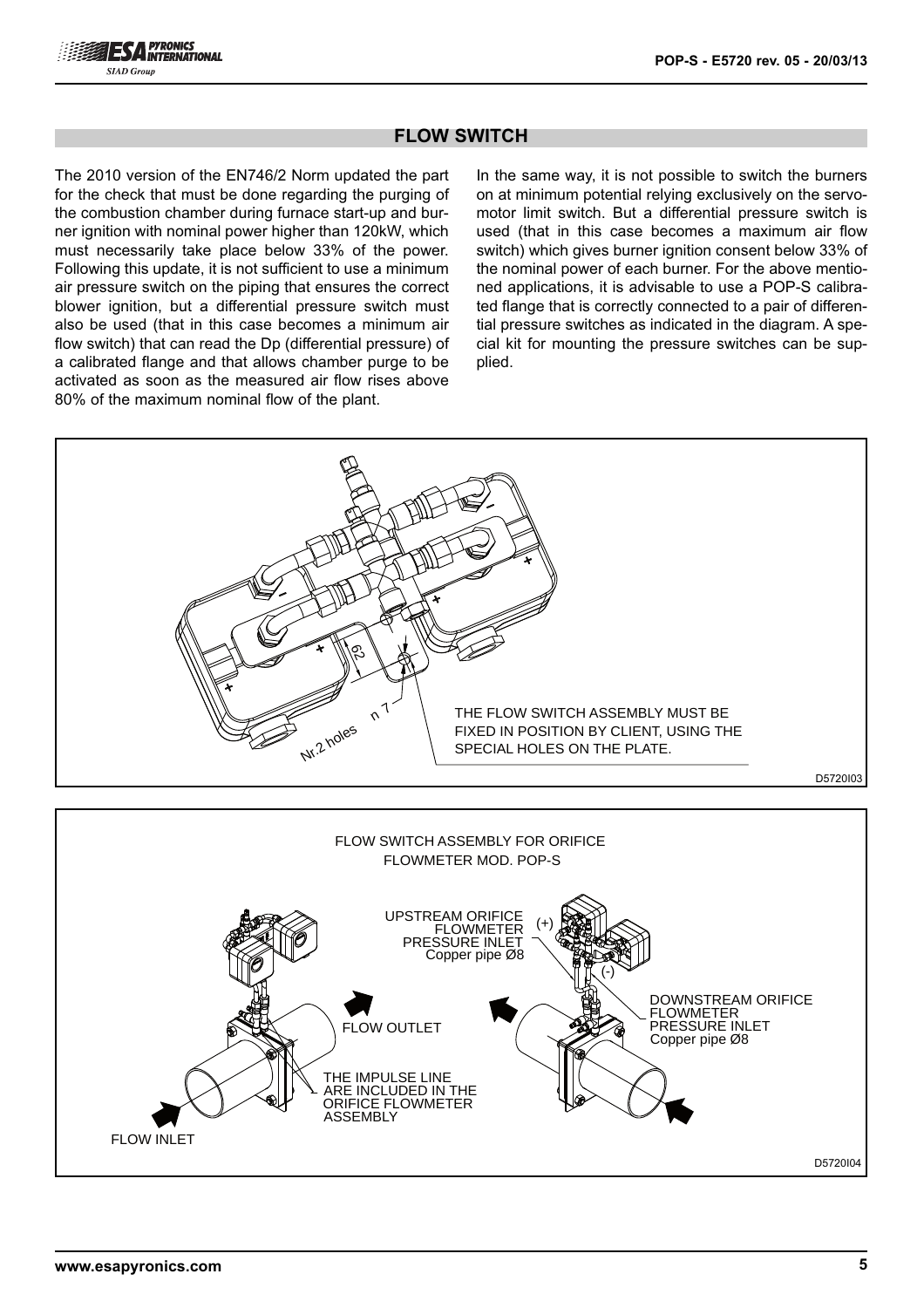## FLOW SWITCH

The 2010 version of the EN746/2 Norm updated the part for the check that must be done regarding the purging of the combustion chamber during furnace start-up and burner ignition with nominal power higher than 120kW, which must necessarily take place below 33% of the power. Following this update, it is not sufficient to use a minimum air pressure switch on the piping that ensures the correct blower ignition, but a differential pressure switch must also be used (that in this case becomes a minimum air flow switch) that can read the Dp (differential pressure) of a calibrated flange and that allows chamber purge to be activated as soon as the measured air flow rises above 80% of the maximum nominal flow of the plant.

In the same way, it is not possible to switch the burners on at minimum potential relying exclusively on the servomotor limit switch. But a differential pressure switch is used (that in this case becomes a maximum air flow switch) which gives burner ignition consent below 33% of the nominal power of each burner. For the above mentioned applications, it is advisable to use a POP-S calibrated flange that is correctly connected to a pair of differential pressure switches as indicated in the diagram. A special kit for mounting the pressure switches can be supplied.

62

Nr.2 holes n 7

THE FLOW SWITCH ASSEMBLY MUST BE FIXED IN POSITION BY CLIENT, USING THE SPECIAL HOLES ON THE PLATE.

D5720I03

FLOW SWITCH ASSEMBLY FOR ORIFICE FLOWMETER MOD. POP-S

UPSTREAM ORIFICE FLOWMETER PRESSURE INLET Copper pipe Ø8 (+)

(-) DOWNSTREAM ORIFICE FLOWMETER PRESSURE INLET Copper pipe Ø8

FLOW OUTLET

THE IMPULSE LINE ARE INCLUDED IN THE ORIFICE FLOWMETER ASSEMBLY

FLOW INLET

D5720I04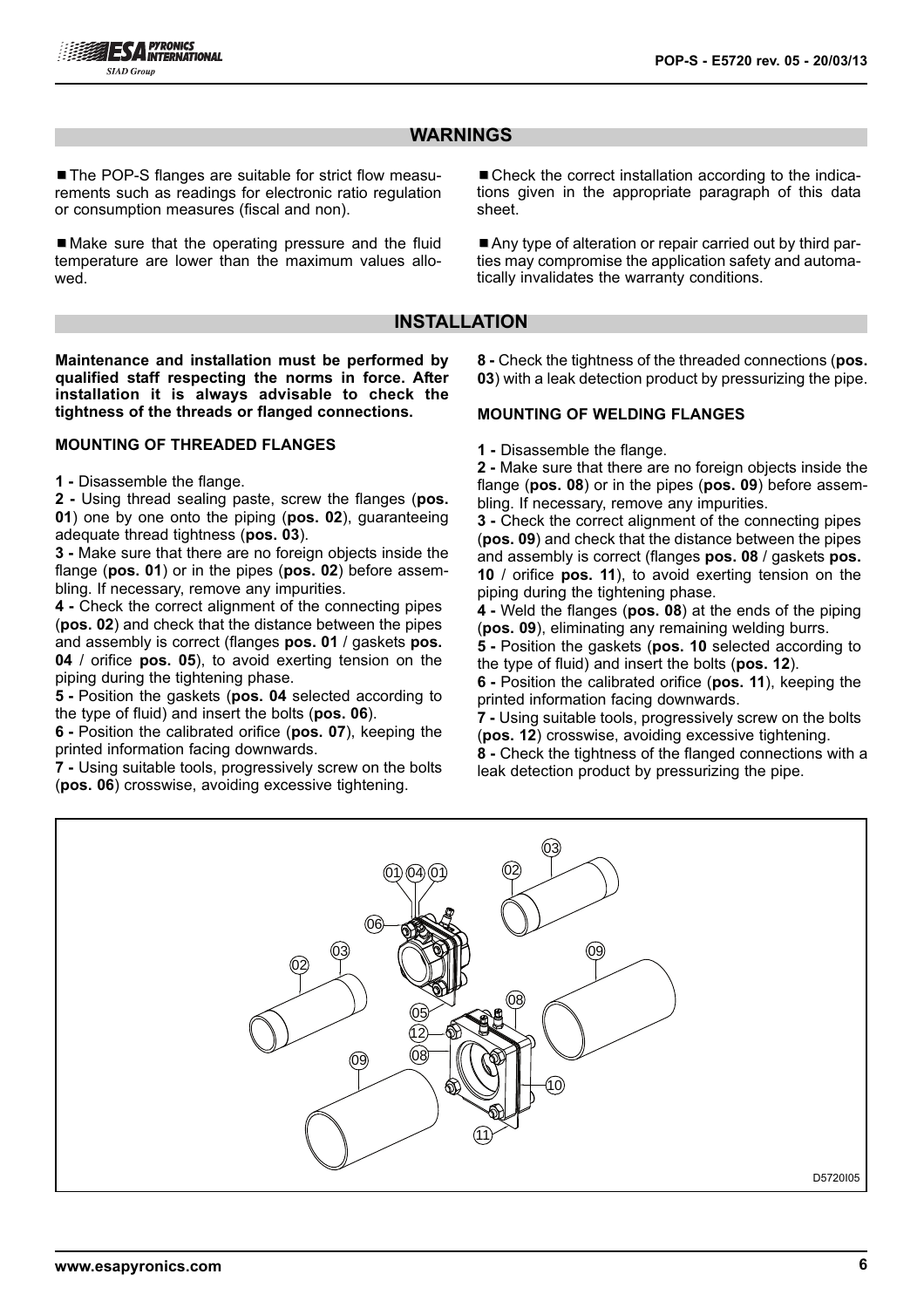## WARNINGS

- The POP-S flanges are suitable for strict flow measurements such as readings for electronic ratio regulation or consumption measures (fiscal and non).
- Make sure that the operating pressure and the fluid temperature are lower than the maximum values allowed.
- Check the correct installation according to the indications given in the appropriate paragraph of this data sheet.
- Any type of alteration or repair carried out by third parties may compromise the application safety and automatically invalidates the warranty conditions.

## INSTALLATION

**Maintenance and installation must be performed by qualified staff respecting the norms in force. After installation it is always advisable to check the tightness of the threads or flanged connections.**

### MOUNTING OF THREADED FLANGES

**1 -** Disassemble the flange.
**2 -** Using thread sealing paste, screw the flanges (**pos. 01**) one by one onto the piping (**pos. 02**), guaranteeing adequate thread tightness (**pos. 03**).
**3 -** Make sure that there are no foreign objects inside the flange (**pos. 01**) or in the pipes (**pos. 02**) before assembling. If necessary, remove any impurities.
**4 -** Check the correct alignment of the connecting pipes (**pos. 02**) and check that the distance between the pipes and assembly is correct (flanges **pos. 01** / gaskets **pos. 04** / orifice **pos. 05**), to avoid exerting tension on the piping during the tightening phase.
**5 -** Position the gaskets (**pos. 04** selected according to the type of fluid) and insert the bolts (**pos. 06**).
**6 -** Position the calibrated orifice (**pos. 07**), keeping the printed information facing downwards.
**7 -** Using suitable tools, progressively screw on the bolts (**pos. 06**) crosswise, avoiding excessive tightening.
**8 -** Check the tightness of the threaded connections (**pos. 03**) with a leak detection product by pressurizing the pipe.

### MOUNTING OF WELDING FLANGES

**1 -** Disassemble the flange.
**2 -** Make sure that there are no foreign objects inside the flange (**pos. 08**) or in the pipes (**pos. 09**) before assembling. If necessary, remove any impurities.
**3 -** Check the correct alignment of the connecting pipes (**pos. 09**) and check that the distance between the pipes and assembly is correct (flanges **pos. 08** / gaskets **pos. 10** / orifice **pos. 11**), to avoid exerting tension on the piping during the tightening phase.
**4 -** Weld the flanges (**pos. 08**) at the ends of the piping (**pos. 09**), eliminating any remaining welding burrs.
**5 -** Position the gaskets (**pos. 10** selected according to the type of fluid) and insert the bolts (**pos. 12**).
**6 -** Position the calibrated orifice (**pos. 11**), keeping the printed information facing downwards.
**7 -** Using suitable tools, progressively screw on the bolts (**pos. 12**) crosswise, avoiding excessive tightening.
**8 -** Check the tightness of the flanged connections with a leak detection product by pressurizing the pipe.

D5720I05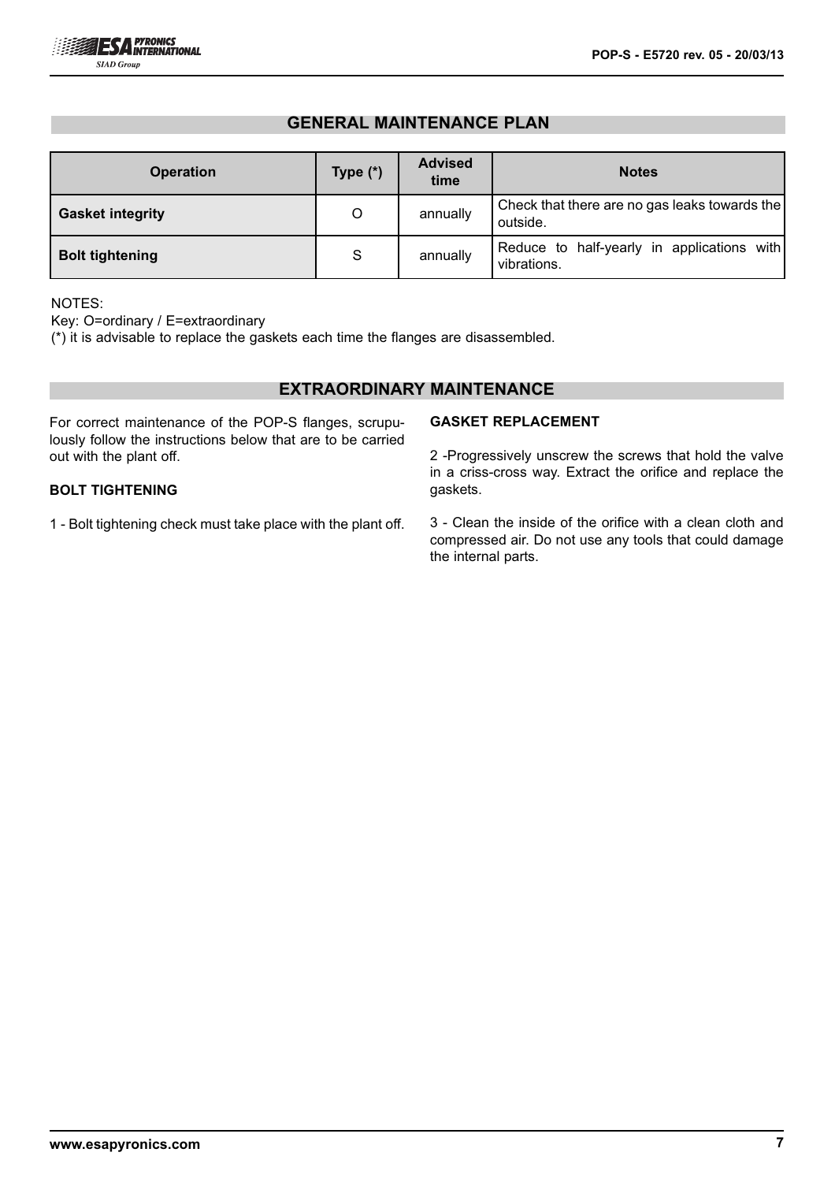## GENERAL MAINTENANCE PLAN

| Operation | Type (*) | Advised time | Notes |
| --- | --- | --- | --- |
| **Gasket integrity** | O | annually | Check that there are no gas leaks towards the outside. |
| **Bolt tightening** | S | annually | Reduce to half-yearly in applications with vibrations. |

NOTES:
Key: O=ordinary / E=extraordinary
(*) it is advisable to replace the gaskets each time the flanges are disassembled.

## EXTRAORDINARY MAINTENANCE

For correct maintenance of the POP-S flanges, scrupulously follow the instructions below that are to be carried out with the plant off.

### BOLT TIGHTENING

1 - Bolt tightening check must take place with the plant off.

### GASKET REPLACEMENT

2 -Progressively unscrew the screws that hold the valve in a criss-cross way. Extract the orifice and replace the gaskets.

3 - Clean the inside of the orifice with a clean cloth and compressed air. Do not use any tools that could damage the internal parts.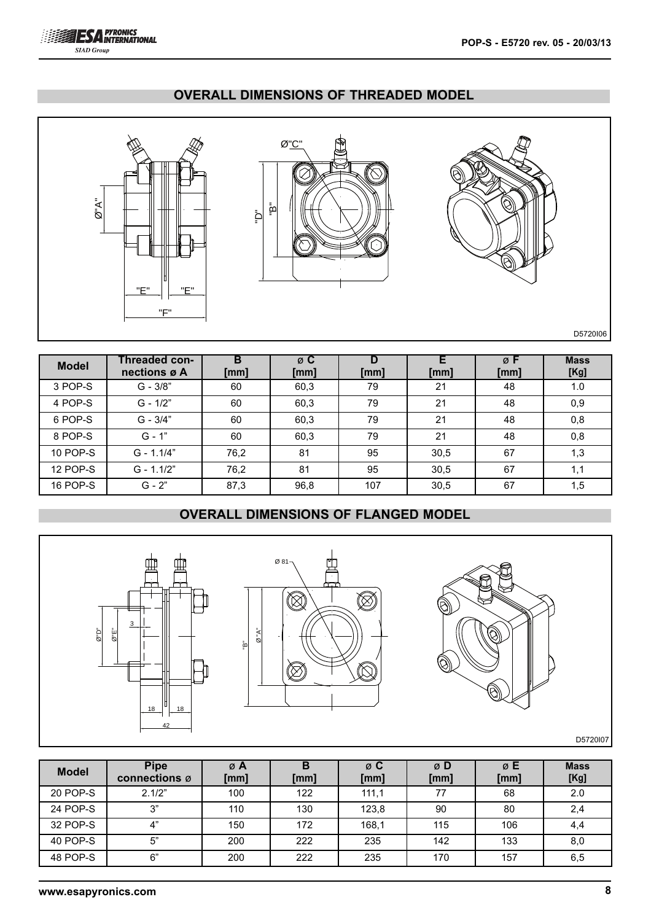## OVERALL DIMENSIONS OF THREADED MODEL

D5720I06

| Model | Threaded connections ø A | B [mm] | ø C [mm] | D [mm] | E [mm] | ø F [mm] | Mass [Kg] |
|---|---|---|---|---|---|---|---|
| 3 POP-S | G - 3/8" | 60 | 60,3 | 79 | 21 | 48 | 1.0 |
| 4 POP-S | G - 1/2" | 60 | 60,3 | 79 | 21 | 48 | 0,9 |
| 6 POP-S | G - 3/4" | 60 | 60,3 | 79 | 21 | 48 | 0,8 |
| 8 POP-S | G - 1" | 60 | 60,3 | 79 | 21 | 48 | 0,8 |
| 10 POP-S | G - 1.1/4" | 76,2 | 81 | 95 | 30,5 | 67 | 1,3 |
| 12 POP-S | G - 1.1/2" | 76,2 | 81 | 95 | 30,5 | 67 | 1,1 |
| 16 POP-S | G - 2" | 87,3 | 96,8 | 107 | 30,5 | 67 | 1,5 |

## OVERALL DIMENSIONS OF FLANGED MODEL

D5720I07

| Model | Pipe connections ø | ø A [mm] | B [mm] | ø C [mm] | ø D [mm] | ø E [mm] | Mass [Kg] |
|---|---|---|---|---|---|---|---|
| 20 POP-S | 2.1/2" | 100 | 122 | 111,1 | 77 | 68 | 2.0 |
| 24 POP-S | 3" | 110 | 130 | 123,8 | 90 | 80 | 2,4 |
| 32 POP-S | 4" | 150 | 172 | 168,1 | 115 | 106 | 4,4 |
| 40 POP-S | 5" | 200 | 222 | 235 | 142 | 133 | 8,0 |
| 48 POP-S | 6" | 200 | 222 | 235 | 170 | 157 | 6,5 |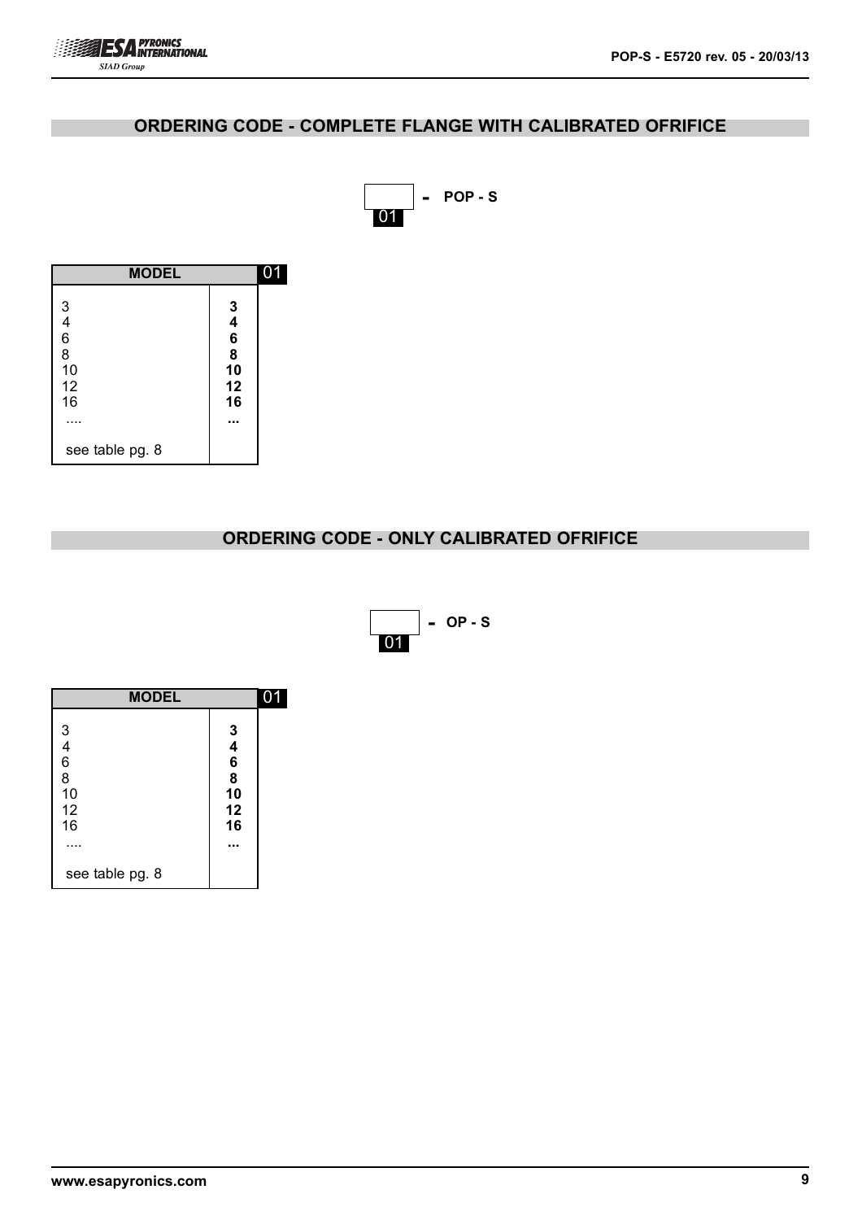## ORDERING CODE - COMPLETE FLANGE WITH CALIBRATED OFRIFICE

[ ] - POP - S
01

| MODEL | 01 |
|---|---|
| 3 | **3** |
| 4 | **4** |
| 6 | **6** |
| 8 | **8** |
| 10 | **10** |
| 12 | **12** |
| 16 | **16** |
| .... | **...** |
| see table pg. 8 | |

## ORDERING CODE - ONLY CALIBRATED OFRIFICE

[ ] - OP - S
01

| MODEL | 01 |
|---|---|
| 3 | **3** |
| 4 | **4** |
| 6 | **6** |
| 8 | **8** |
| 10 | **10** |
| 12 | **12** |
| 16 | **16** |
| .... | **...** |
| see table pg. 8 | |